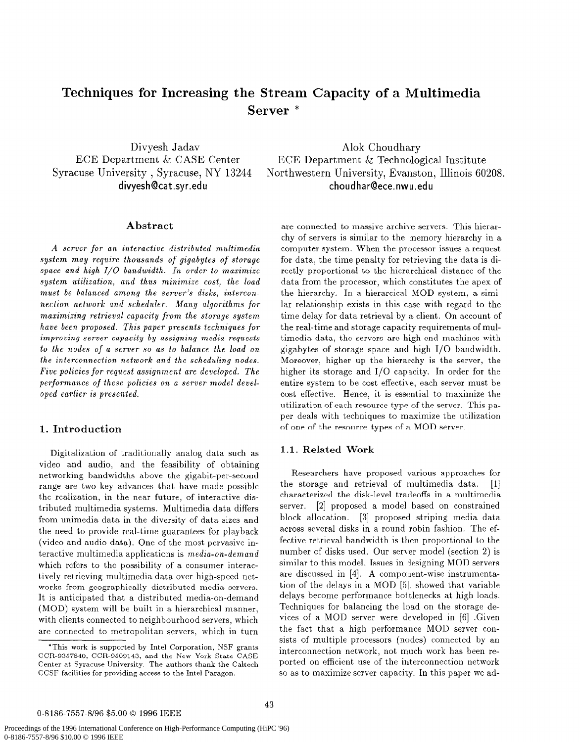# Techniques for Increasing the Stream Capacity of a Multimedia Server *

Divyesh Jadav
ECE Department & CASE Center
Syracuse University, Syracuse, NY 13244
divyesh@cat.syr.edu

Alok Choudhary
ECE Department & Technological Institute
Northwestern University, Evanston, Illinois 60208.
choudhar@ece.nwu.edu

## Abstract

*A server for an interactive distributed multimedia system may require thousands of gigabytes of storage space and high I/O bandwidth. In order to maximize system utilization, and thus minimize cost, the load must be balanced among the server's disks, interconnection network and scheduler. Many algorithms for maximizing retrieval capacity from the storage system have been proposed. This paper presents techniques for improving server capacity by assigning media requests to the nodes of a server so as to balance the load on the interconnection network and the scheduling nodes. Five policies for request assignment are developed. The performance of these policies on a server model developed earlier is presented.*

## 1. Introduction

Digitalization of traditionally analog data such as video and audio, and the feasibility of obtaining networking bandwidths above the gigabit-per-second range are two key advances that have made possible the realization, in the near future, of interactive distributed multimedia systems. Multimedia data differs from unimedia data in the diversity of data sizes and the need to provide real-time guarantees for playback (video and audio data). One of the most pervasive interactive multimedia applications is *media-on-demand* which refers to the possibility of a consumer interactively retrieving multimedia data over high-speed networks from geographically distributed media servers. It is anticipated that a distributed media-on-demand (MOD) system will be built in a hierarchical manner, with clients connected to neighbourhood servers, which are connected to metropolitan servers, which in turn are connected to massive archive servers. This hierarchy of servers is similar to the memory hierarchy in a computer system. When the processor issues a request for data, the time penalty for retrieving the data is directly proportional to the hierarchical distance of the data from the processor, which constitutes the apex of the hierarchy. In a hierarcical MOD system, a similar relationship exists in this case with regard to the time delay for data retrieval by a client. On account of the real-time and storage capacity requirements of multimedia data, the servers are high end machines with gigabytes of storage space and high I/O bandwidth. Moreover, higher up the hierarchy is the server, the higher its storage and I/O capacity. In order for the entire system to be cost effective, each server must be cost effective. Hence, it is essential to maximize the utilization of each resource type of the server. This paper deals with techniques to maximize the utilization of one of the resource types of a MOD server.

### 1.1. Related Work

Researchers have proposed various approaches for the storage and retrieval of multimedia data. [1] characterized the disk-level tradeoffs in a multimedia server. [2] proposed a model based on constrained block allocation. [3] proposed striping media data across several disks in a round robin fashion. The effective retrieval bandwidth is then proportional to the number of disks used. Our server model (section 2) is similar to this model. Issues in designing MOD servers are discussed in [4]. A component-wise instrumentation of the delays in a MOD [5], showed that variable delays become performance bottlenecks at high loads. Techniques for balancing the load on the storage devices of a MOD server were developed in [6] .Given the fact that a high performance MOD server consists of multiple processors (nodes) connected by an interconnection network, not much work has been reported on efficient use of the interconnection network so as to maximize server capacity. In this paper we ad-

*This work is supported by Intel Corporation, NSF grants CCR-9357840, CCR-9509143, and the New York State CASE Center at Syracuse University. The authors thank the Caltech CCSF facilities for providing access to the Intel Paragon.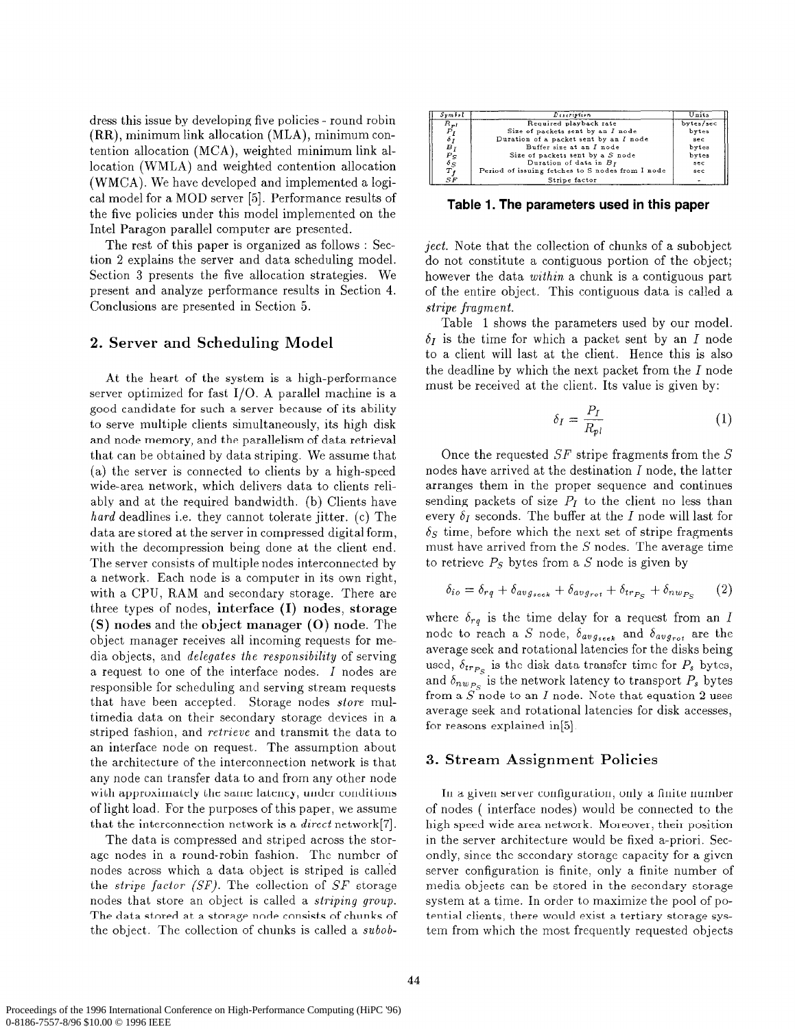dress this issue by developing five policies - round robin (RR), minimum link allocation (MLA), minimum contention allocation (MCA), weighted minimum link allocation (WMLA) and weighted contention allocation (WMCA). We have developed and implemented a logical model for a MOD server [5]. Performance results of the five policies under this model implemented on the Intel Paragon parallel computer are presented.

The rest of this paper is organized as follows : Section 2 explains the server and data scheduling model. Section 3 presents the five allocation strategies. We present and analyze performance results in Section 4. Conclusions are presented in Section 5.

## 2. Server and Scheduling Model

At the heart of the system is a high-performance server optimized for fast I/O. A parallel machine is a good candidate for such a server because of its ability to serve multiple clients simultaneously, its high disk and node memory, and the parallelism of data retrieval that can be obtained by data striping. We assume that (a) the server is connected to clients by a high-speed wide-area network, which delivers data to clients reliably and at the required bandwidth. (b) Clients have *hard* deadlines i.e. they cannot tolerate jitter. (c) The data are stored at the server in compressed digital form, with the decompression being done at the client end. The server consists of multiple nodes interconnected by a network. Each node is a computer in its own right, with a CPU, RAM and secondary storage. There are three types of nodes, **interface (I) nodes**, **storage (S) nodes** and the **object manager (O) node**. The object manager receives all incoming requests for media objects, and *delegates the responsibility* of serving a request to one of the interface nodes. $I$ nodes are responsible for scheduling and serving stream requests that have been accepted. Storage nodes *store* multimedia data on their secondary storage devices in a striped fashion, and *retrieve* and transmit the data to an interface node on request. The assumption about the architecture of the interconnection network is that any node can transfer data to and from any other node with approximately the same latency, under conditions of light load. For the purposes of this paper, we assume that the interconnection network is a *direct* network[7].

The data is compressed and striped across the storage nodes in a round-robin fashion. The number of nodes across which a data object is striped is called the *stripe factor (SF)*. The collection of $SF$ storage nodes that store an object is called a *striping group*. The data stored at a storage node consists of chunks of the object. The collection of chunks is called a *subobject*. Note that the collection of chunks of a subobject do not constitute a contiguous portion of the object; however the data *within* a chunk is a contiguous part of the entire object. This contiguous data is called a *stripe fragment*.

| Symbol | Description | Units |
|---|---|---|
| $R_{pl}$ | Required playback rate | bytes/sec |
| $P_I$ | Size of packets sent by an $I$ node | bytes |
| $\delta_I$ | Duration of a packet sent by an $I$ node | sec |
| $B_I$ | Buffer size at an $I$ node | bytes |
| $P_S$ | Size of packets sent by a $S$ node | bytes |
| $\delta_S$ | Duration of data in $B_I$ | sec |
| $T_f$ | Period of issuing fetches to S nodes from I node | sec |
| $SF$ | Stripe factor | - |

**Table 1. The parameters used in this paper**

Table 1 shows the parameters used by our model. $\delta_I$ is the time for which a packet sent by an $I$ node to a client will last at the client. Hence this is also the deadline by which the next packet from the $I$ node must be received at the client. Its value is given by:

$$\delta_I = \frac{P_I}{R_{pl}} \tag{1}$$

Once the requested $SF$ stripe fragments from the $S$ nodes have arrived at the destination $I$ node, the latter arranges them in the proper sequence and continues sending packets of size $P_I$ to the client no less than every $\delta_I$ seconds. The buffer at the $I$ node will last for $\delta_S$ time, before which the next set of stripe fragments must have arrived from the $S$ nodes. The average time to retrieve $P_S$ bytes from a $S$ node is given by

$$\delta_{io} = \delta_{rq} + \delta_{avg_{seek}} + \delta_{avg_{rot}} + \delta_{tr_{P_S}} + \delta_{nw_{P_S}} \tag{2}$$

where $\delta_{rq}$ is the time delay for a request from an $I$ node to reach a $S$ node, $\delta_{avg_{seek}}$ and $\delta_{avg_{rot}}$ are the average seek and rotational latencies for the disks being used, $\delta_{tr_{P_S}}$ is the disk data transfer time for $P_s$ bytes, and $\delta_{nw_{P_S}}$ is the network latency to transport $P_s$ bytes from a $S$ node to an $I$ node. Note that equation 2 uses average seek and rotational latencies for disk accesses, for reasons explained in[5].

## 3. Stream Assignment Policies

In a given server configuration, only a finite number of nodes ( interface nodes) would be connected to the high speed wide area network. Moreover, their position in the server architecture would be fixed a-priori. Secondly, since the secondary storage capacity for a given server configuration is finite, only a finite number of media objects can be stored in the secondary storage system at a time. In order to maximize the pool of potential clients, there would exist a tertiary storage system from which the most frequently requested objects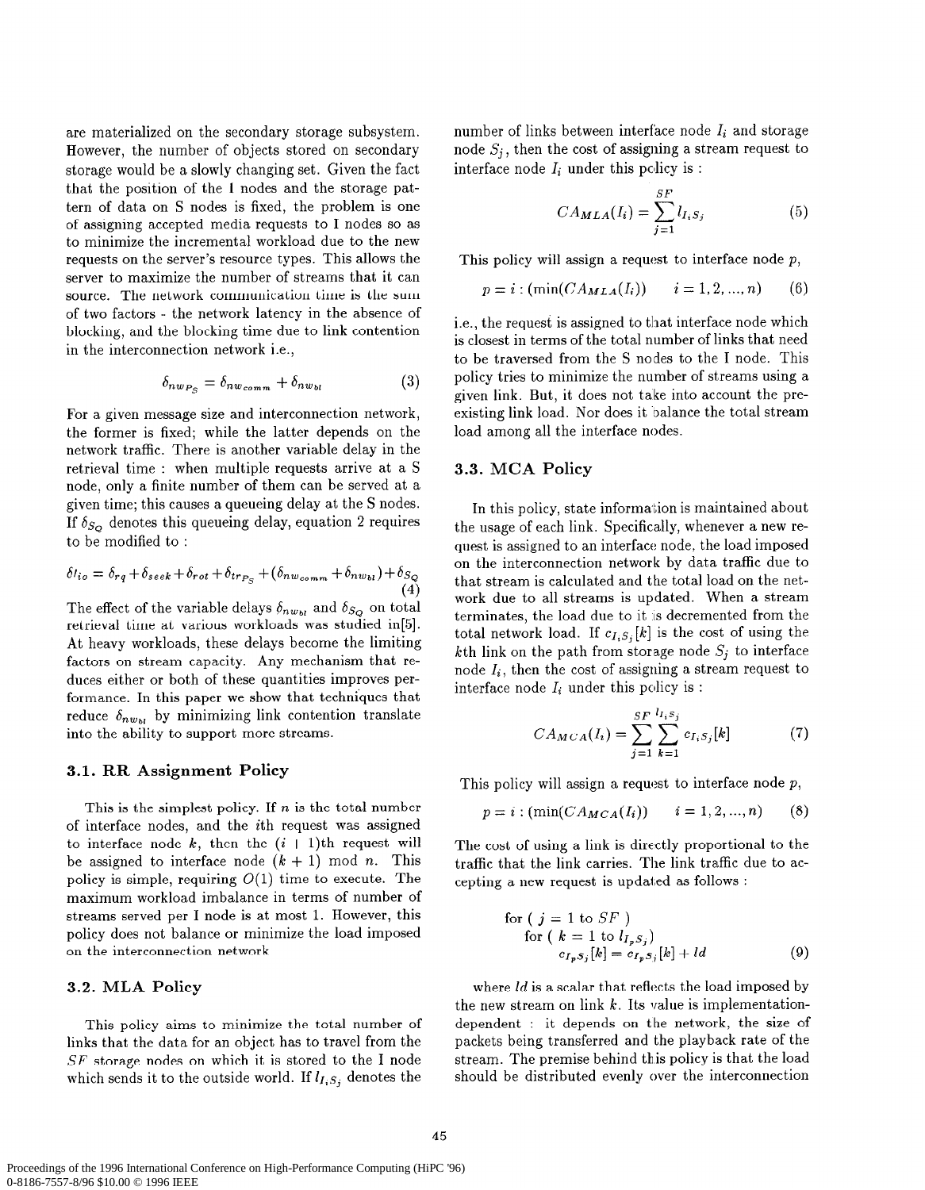are materialized on the secondary storage subsystem. However, the number of objects stored on secondary storage would be a slowly changing set. Given the fact that the position of the I nodes and the storage pattern of data on S nodes is fixed, the problem is one of assigning accepted media requests to I nodes so as to minimize the incremental workload due to the new requests on the server's resource types. This allows the server to maximize the number of streams that it can source. The network communication time is the sum of two factors - the network latency in the absence of blocking, and the blocking time due to link contention in the interconnection network i.e.,

$$\delta_{nw_{P_S}} = \delta_{nw_{comm}} + \delta_{nw_{bl}} \tag{3}$$

For a given message size and interconnection network, the former is fixed; while the latter depends on the network traffic. There is another variable delay in the retrieval time : when multiple requests arrive at a S node, only a finite number of them can be served at a given time; this causes a queueing delay at the S nodes. If $\delta_{S_Q}$ denotes this queueing delay, equation 2 requires to be modified to :

$$\delta t_{io} = \delta_{rq} + \delta_{seek} + \delta_{rot} + \delta_{tr_{P_S}} + (\delta_{nw_{comm}} + \delta_{nw_{bl}}) + \delta_{S_Q} \tag{4}$$

The effect of the variable delays $\delta_{nw_{bl}}$ and $\delta_{S_Q}$ on total retrieval time at various workloads was studied in[5]. At heavy workloads, these delays become the limiting factors on stream capacity. Any mechanism that reduces either or both of these quantities improves performance. In this paper we show that techniques that reduce $\delta_{nw_{bl}}$ by minimizing link contention translate into the ability to support more streams.

### 3.1. RR Assignment Policy

This is the simplest policy. If $n$ is the total number of interface nodes, and the $i$th request was assigned to interface node $k$, then the $(i+1)$th request will be assigned to interface node $(k+1) \bmod n$. This policy is simple, requiring $O(1)$ time to execute. The maximum workload imbalance in terms of number of streams served per I node is at most 1. However, this policy does not balance or minimize the load imposed on the interconnection network.

### 3.2. MLA Policy

This policy aims to minimize the total number of links that the data for an object has to travel from the $SF$ storage nodes on which it is stored to the I node which sends it to the outside world. If $l_{I,S_j}$ denotes the number of links between interface node $I_i$ and storage node $S_j$, then the cost of assigning a stream request to interface node $I_i$ under this policy is :

$$CA_{MLA}(I_i) = \sum_{j=1}^{SF} l_{I,S_j} \tag{5}$$

This policy will assign a request to interface node $p$,

$$p = i : (\min(CA_{MLA}(I_i)) \qquad i = 1, 2, ..., n) \tag{6}$$

i.e., the request is assigned to that interface node which is closest in terms of the total number of links that need to be traversed from the S nodes to the I node. This policy tries to minimize the number of streams using a given link. But, it does not take into account the pre-existing link load. Nor does it balance the total stream load among all the interface nodes.

### 3.3. MCA Policy

In this policy, state information is maintained about the usage of each link. Specifically, whenever a new request is assigned to an interface node, the load imposed on the interconnection network by data traffic due to that stream is calculated and the total load on the network due to all streams is updated. When a stream terminates, the load due to it is decremented from the total network load. If $c_{I,S_j}[k]$ is the cost of using the $k$th link on the path from storage node $S_j$ to interface node $I_i$, then the cost of assigning a stream request to interface node $I_i$ under this policy is :

$$CA_{MCA}(I_i) = \sum_{j=1}^{SF} \sum_{k=1}^{l_{I,S_j}} c_{I,S_j}[k] \tag{7}$$

This policy will assign a request to interface node $p$,

$$p = i : (\min(CA_{MCA}(I_i)) \qquad i = 1, 2, ..., n) \tag{8}$$

The cost of using a link is directly proportional to the traffic that the link carries. The link traffic due to accepting a new request is updated as follows :

$$\begin{aligned} &\text{for } (\ j = 1 \text{ to } SF\ ) \\ &\quad \text{for } (\ k = 1 \text{ to } l_{I_p S_j}) \\ &\qquad c_{I_p S_j}[k] = c_{I_p S_j}[k] + ld \end{aligned} \tag{9}$$

where $ld$ is a scalar that reflects the load imposed by the new stream on link $k$. Its value is implementation-dependent : it depends on the network, the size of packets being transferred and the playback rate of the stream. The premise behind this policy is that the load should be distributed evenly over the interconnection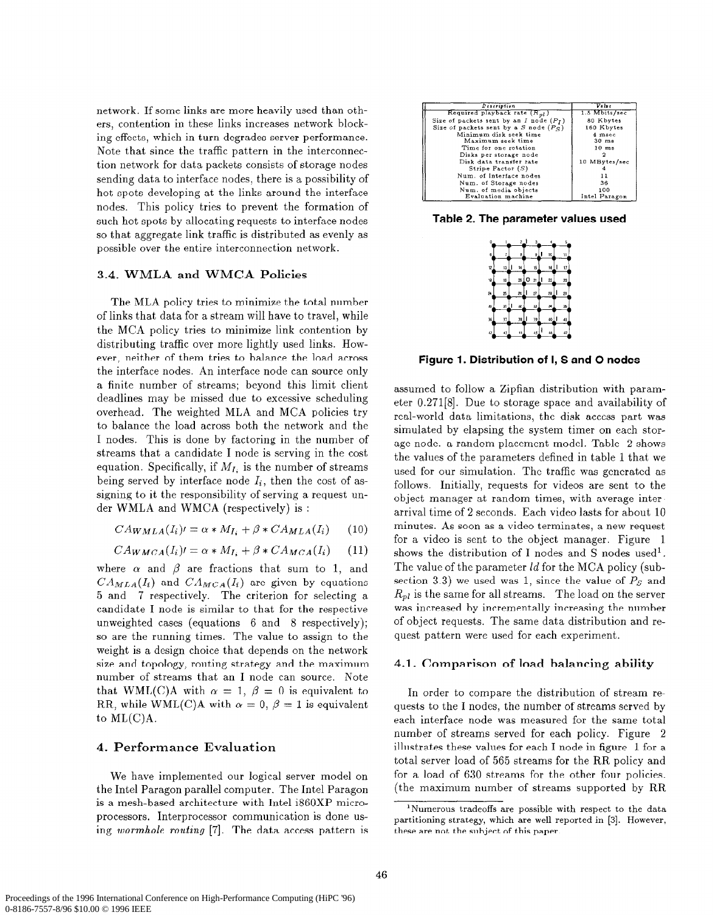network. If some links are more heavily used than others, contention in these links increases network blocking effects, which in turn degrades server performance. Note that since the traffic pattern in the interconnection network for data packets consists of storage nodes sending data to interface nodes, there is a possibility of hot spots developing at the links around the interface nodes. This policy tries to prevent the formation of such hot spots by allocating requests to interface nodes so that aggregate link traffic is distributed as evenly as possible over the entire interconnection network.

### 3.4. WMLA and WMCA Policies

The MLA policy tries to minimize the total number of links that data for a stream will have to travel, while the MCA policy tries to minimize link contention by distributing traffic over more lightly used links. However, neither of them tries to balance the load across the interface nodes. An interface node can source only a finite number of streams; beyond this limit client deadlines may be missed due to excessive scheduling overhead. The weighted MLA and MCA policies try to balance the load across both the network and the I nodes. This is done by factoring in the number of streams that a candidate I node is serving in the cost equation. Specifically, if $M_{I_i}$ is the number of streams being served by interface node $I_i$, then the cost of assigning to it the responsibility of serving a request under WMLA and WMCA (respectively) is :

$$CA_{WMLA}(I_i)' = \alpha * M_{I_i} + \beta * CA_{MLA}(I_i) \quad (10)$$

$$CA_{WMCA}(I_i)' = \alpha * M_{I_i} + \beta * CA_{MCA}(I_i) \quad (11)$$

where $\alpha$ and $\beta$ are fractions that sum to 1, and $CA_{MLA}(I_i)$ and $CA_{MCA}(I_i)$ are given by equations 5 and 7 respectively. The criterion for selecting a candidate I node is similar to that for the respective unweighted cases (equations 6 and 8 respectively); so are the running times. The value to assign to the weight is a design choice that depends on the network size and topology, routing strategy and the maximum number of streams that an I node can source. Note that WML(C)A with $\alpha = 1$, $\beta = 0$ is equivalent to RR, while WML(C)A with $\alpha = 0$, $\beta = 1$ is equivalent to ML(C)A.

## 4. Performance Evaluation

We have implemented our logical server model on the Intel Paragon parallel computer. The Intel Paragon is a mesh-based architecture with Intel i860XP microprocessors. Interprocessor communication is done using *wormhole routing* [7]. The data access pattern is

| Description | Value |
|---|---|
| Required playback rate ($R_{pl}$) | 1.5 Mbits/sec |
| Size of packets sent by an $I$ node ($P_I$) | 80 Kbytes |
| Size of packets sent by a $S$ node ($P_S$) | 160 Kbytes |
| Minimum disk seek time | 4 msec |
| Maximum seek time | 30 ms |
| Time for one rotation | 10 ms |
| Disks per storage node | 2 |
| Disk data transfer rate | 10 MBytes/sec |
| Stripe Factor ($S$) | 4 |
| Num. of Interface nodes | 11 |
| Num. of Storage nodes | 36 |
| Num. of media objects | 100 |
| Evaluation machine | Intel Paragon |

**Table 2. The parameter values used**

**Figure 1. Distribution of I, S and O nodes**

assumed to follow a Zipfian distribution with parameter 0.271[8]. Due to storage space and availability of real-world data limitations, the disk access part was simulated by elapsing the system timer on each storage node, a random placement model. Table 2 shows the values of the parameters defined in table 1 that we used for our simulation. The traffic was generated as follows. Initially, requests for videos are sent to the object manager at random times, with average inter-arrival time of 2 seconds. Each video lasts for about 10 minutes. As soon as a video terminates, a new request for a video is sent to the object manager. Figure 1 shows the distribution of I nodes and S nodes used[1]. The value of the parameter *ld* for the MCA policy (subsection 3.3) we used was 1, since the value of $P_S$ and $R_{pl}$ is the same for all streams. The load on the server was increased by incrementally increasing the number of object requests. The same data distribution and request pattern were used for each experiment.

### 4.1. Comparison of load balancing ability

In order to compare the distribution of stream requests to the I nodes, the number of streams served by each interface node was measured for the same total number of streams served for each policy. Figure 2 illustrates these values for each I node in figure 1 for a total server load of 565 streams for the RR policy and for a load of 630 streams for the other four policies. (the maximum number of streams supported by RR

[1] Numerous tradeoffs are possible with respect to the data partitioning strategy, which are well reported in [3]. However, these are not the subject of this paper.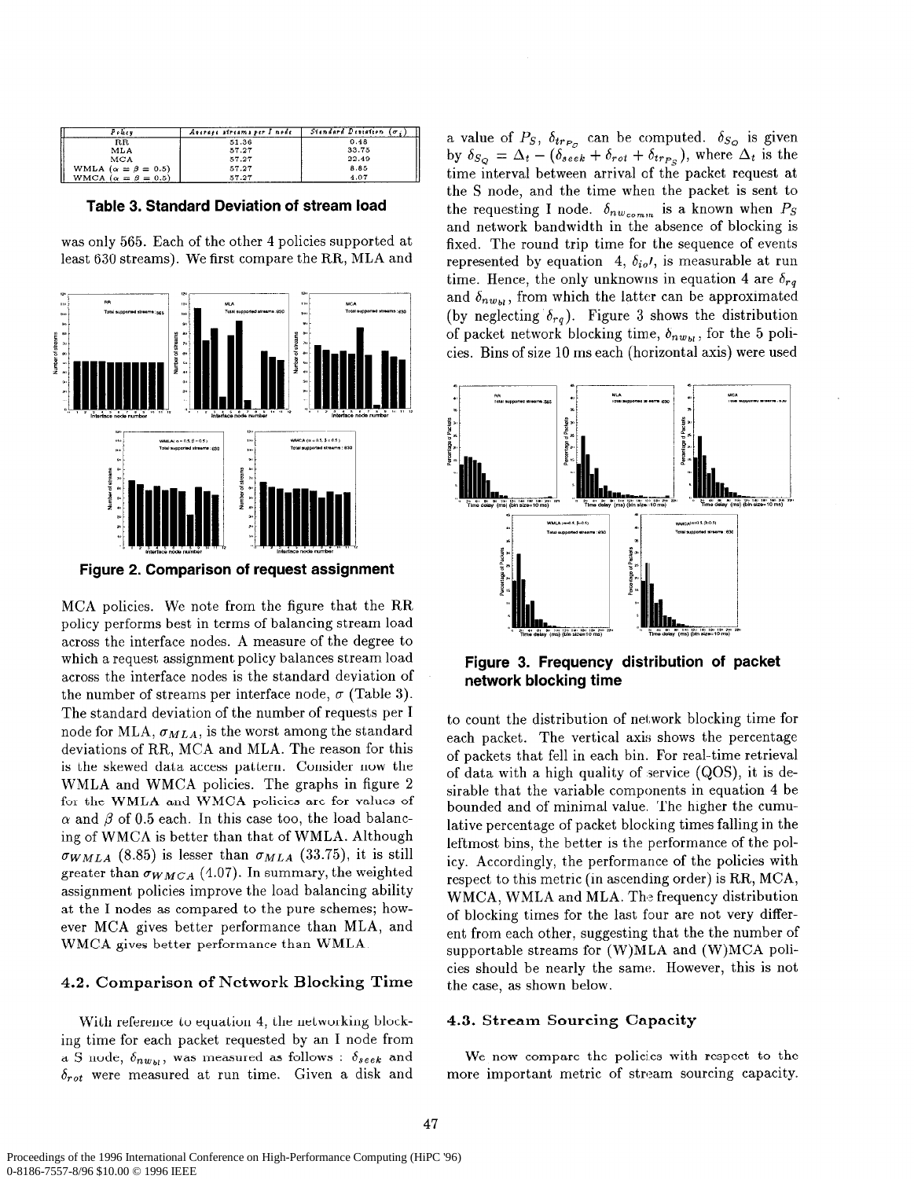| Policy | Average streams per I node | Standard Deviation ($\sigma_s$) |
|---|---|---|
| RR | 51.36 | 0.48 |
| MLA | 57.27 | 33.75 |
| MCA | 57.27 | 22.49 |
| WMLA ($\alpha = \beta = 0.5$) | 57.27 | 8.85 |
| WMCA ($\alpha = \beta = 0.5$) | 57.27 | 4.07 |

**Table 3. Standard Deviation of stream load**

was only 565. Each of the other 4 policies supported at least 630 streams). We first compare the RR, MLA and MCA policies. We note from the figure that the RR policy performs best in terms of balancing stream load across the interface nodes. A measure of the degree to which a request assignment policy balances stream load across the interface nodes is the standard deviation of the number of streams per interface node, $\sigma$ (Table 3). The standard deviation of the number of requests per I node for MLA, $\sigma_{MLA}$, is the worst among the standard deviations of RR, MCA and MLA. The reason for this is the skewed data access pattern. Consider now the WMLA and WMCA policies. The graphs in figure 2 for the WMLA and WMCA policies are for values of $\alpha$ and $\beta$ of 0.5 each. In this case too, the load balancing of WMCA is better than that of WMLA. Although $\sigma_{WMLA}$ (8.85) is lesser than $\sigma_{MLA}$ (33.75), it is still greater than $\sigma_{WMCA}$ (4.07). In summary, the weighted assignment policies improve the load balancing ability at the I nodes as compared to the pure schemes; however MCA gives better performance than MLA, and WMCA gives better performance than WMLA.

**Figure 2. Comparison of request assignment**

### 4.2. Comparison of Network Blocking Time

With reference to equation 4, the networking blocking time for each packet requested by an I node from a S node, $\delta_{nw_{bl}}$, was measured as follows : $\delta_{seek}$ and $\delta_{rot}$ were measured at run time. Given a disk and a value of $P_S$, $\delta_{tr_{P_S}}$ can be computed. $\delta_{S_Q}$ is given by $\delta_{S_Q} = \Delta_t - (\delta_{seek} + \delta_{rot} + \delta_{tr_{P_S}})$, where $\Delta_t$ is the time interval between arrival of the packet request at the S node, and the time when the packet is sent to the requesting I node. $\delta_{nw_{comm}}$ is a known when $P_S$ and network bandwidth in the absence of blocking is fixed. The round trip time for the sequence of events represented by equation 4, $\delta_{io'}$, is measurable at run time. Hence, the only unknowns in equation 4 are $\delta_{rq}$ and $\delta_{nw_{bl}}$, from which the latter can be approximated (by neglecting $\delta_{rq}$). Figure 3 shows the distribution of packet network blocking time, $\delta_{nw_{bl}}$, for the 5 policies. Bins of size 10 ms each (horizontal axis) were used to count the distribution of network blocking time for each packet. The vertical axis shows the percentage of packets that fell in each bin. For real-time retrieval of data with a high quality of service (QOS), it is desirable that the variable components in equation 4 be bounded and of minimal value. The higher the cumulative percentage of packet blocking times falling in the leftmost bins, the better is the performance of the policy. Accordingly, the performance of the policies with respect to this metric (in ascending order) is RR, MCA, WMCA, WMLA and MLA. The frequency distribution of blocking times for the last four are not very different from each other, suggesting that the the number of supportable streams for (W)MLA and (W)MCA policies should be nearly the same. However, this is not the case, as shown below.

**Figure 3. Frequency distribution of packet network blocking time**

### 4.3. Stream Sourcing Capacity

We now compare the policies with respect to the more important metric of stream sourcing capacity.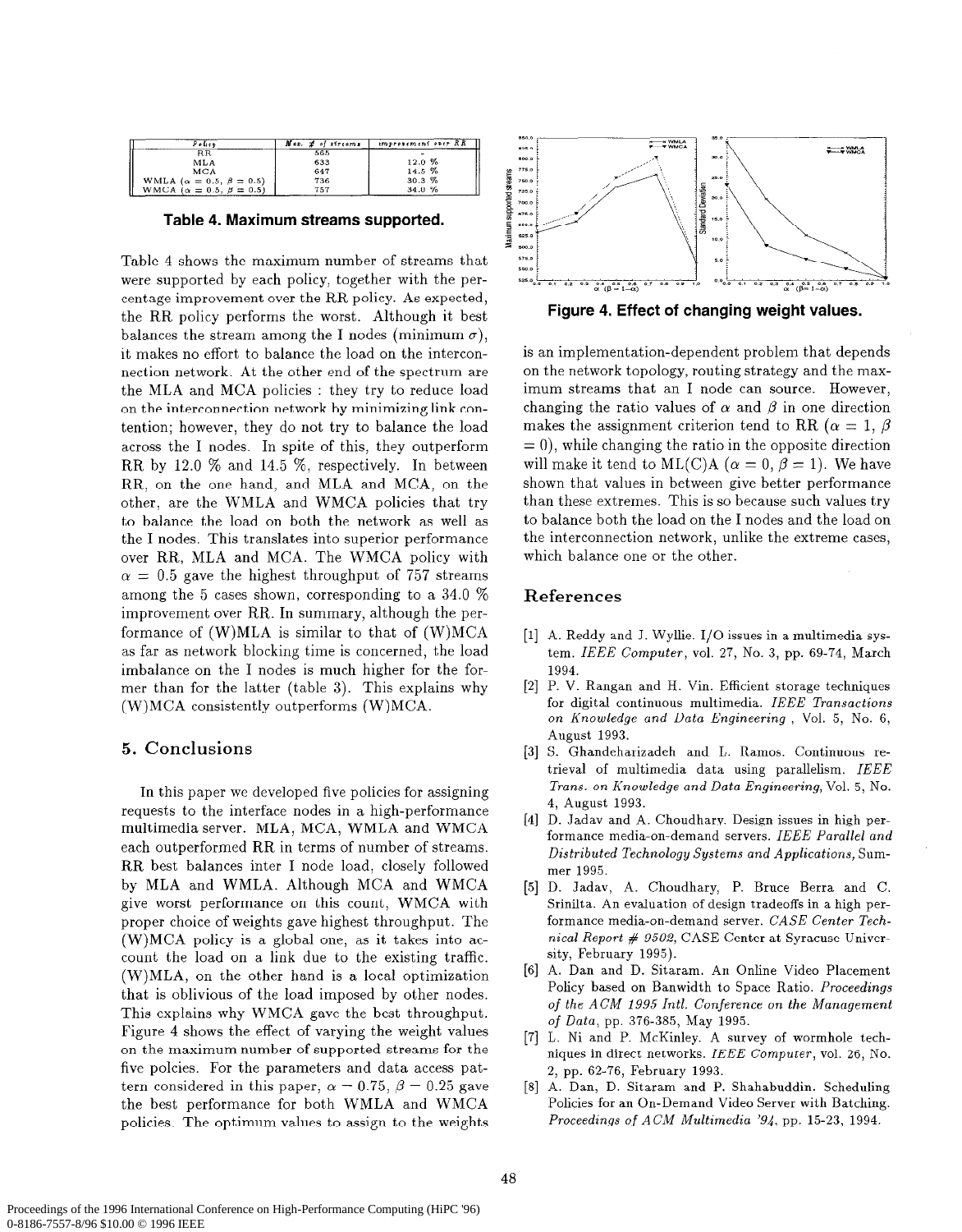| Policy | Max. # of streams | improvement over RR |
|---|---|---|
| RR | 565 | - |
| MLA | 633 | 12.0 % |
| MCA | 647 | 14.5 % |
| WMLA ($\alpha = 0.5$, $\beta = 0.5$) | 736 | 30.3 % |
| WMCA ($\alpha = 0.5$, $\beta = 0.5$) | 757 | 34.0 % |

**Table 4. Maximum streams supported.**

Table 4 shows the maximum number of streams that were supported by each policy, together with the percentage improvement over the RR policy. As expected, the RR policy performs the worst. Although it best balances the stream among the I nodes (minimum $\sigma$), it makes no effort to balance the load on the interconnection network. At the other end of the spectrum are the MLA and MCA policies : they try to reduce load on the interconnection network by minimizing link contention; however, they do not try to balance the load across the I nodes. In spite of this, they outperform RR by 12.0 % and 14.5 %, respectively. In between RR, on the one hand, and MLA and MCA, on the other, are the WMLA and WMCA policies that try to balance the load on both the network as well as the I nodes. This translates into superior performance over RR, MLA and MCA. The WMCA policy with $\alpha = 0.5$ gave the highest throughput of 757 streams among the 5 cases shown, corresponding to a 34.0 % improvement over RR. In summary, although the performance of (W)MLA is similar to that of (W)MCA as far as network blocking time is concerned, the load imbalance on the I nodes is much higher for the former than for the latter (table 3). This explains why (W)MCA consistently outperforms (W)MCA.

## 5. Conclusions

In this paper we developed five policies for assigning requests to the interface nodes in a high-performance multimedia server. MLA, MCA, WMLA and WMCA each outperformed RR in terms of number of streams. RR best balances inter I node load, closely followed by MLA and WMLA. Although MCA and WMCA give worst performance on this count, WMCA with proper choice of weights gave highest throughput. The (W)MCA policy is a global one, as it takes into account the load on a link due to the existing traffic. (W)MLA, on the other hand is a local optimization that is oblivious of the load imposed by other nodes. This explains why WMCA gave the best throughput. Figure 4 shows the effect of varying the weight values on the maximum number of supported streams for the five polcies. For the parameters and data access pattern considered in this paper, $\alpha = 0.75$, $\beta = 0.25$ gave the best performance for both WMLA and WMCA policies. The optimum values to assign to the weights

Maximum supported streams

850.0
825.0
800.0
775.0
750.0
725.0
700.0
675.0
650.0
625.0
600.0
575.0
550.0
525.0

0.0 0.1 0.2 0.3 0.4 0.5 0.6 0.7 0.8 0.9 1.0

$\alpha$ ($\beta = 1-\alpha$)

WMLA
WMCA

Standard Deviation

35.0
30.0
25.0
20.0
15.0
10.0
5.0
0.0

0.0 0.1 0.2 0.3 0.4 0.5 0.6 0.7 0.8 0.9 1.0

$\alpha$ ($\beta = 1-\alpha$)

WMLA
WMCA

**Figure 4. Effect of changing weight values.**

is an implementation-dependent problem that depends on the network topology, routing strategy and the maximum streams that an I node can source. However, changing the ratio values of $\alpha$ and $\beta$ in one direction makes the assignment criterion tend to RR ($\alpha = 1$, $\beta = 0$), while changing the ratio in the opposite direction will make it tend to ML(C)A ($\alpha = 0$, $\beta = 1$). We have shown that values in between give better performance than these extremes. This is so because such values try to balance both the load on the I nodes and the load on the interconnection network, unlike the extreme cases, which balance one or the other.

## References

[1] A. Reddy and J. Wyllie. I/O issues in a multimedia system. *IEEE Computer*, vol. 27, No. 3, pp. 69-74, March 1994.

[2] P. V. Rangan and H. Vin. Efficient storage techniques for digital continuous multimedia. *IEEE Transactions on Knowledge and Data Engineering* , Vol. 5, No. 6, August 1993.

[3] S. Ghandeharizadeh and L. Ramos. Continuous retrieval of multimedia data using parallelism. *IEEE Trans. on Knowledge and Data Engineering*, Vol. 5, No. 4, August 1993.

[4] D. Jadav and A. Choudhary. Design issues in high performance media-on-demand servers. *IEEE Parallel and Distributed Technology Systems and Applications,* Summer 1995.

[5] D. Jadav, A. Choudhary, P. Bruce Berra and C. Srinilta. An evaluation of design tradeoffs in a high performance media-on-demand server. *CASE Center Technical Report # 9502*, CASE Center at Syracuse University, February 1995).

[6] A. Dan and D. Sitaram. An Online Video Placement Policy based on Banwidth to Space Ratio. *Proceedings of the ACM 1995 Intl. Conference on the Management of Data*, pp. 376-385, May 1995.

[7] L. Ni and P. McKinley. A survey of wormhole techniques in direct networks. *IEEE Computer*, vol. 26, No. 2, pp. 62-76, February 1993.

[8] A. Dan, D. Sitaram and P. Shahabuddin. Scheduling Policies for an On-Demand Video Server with Batching. *Proceedings of ACM Multimedia '94*, pp. 15-23, 1994.